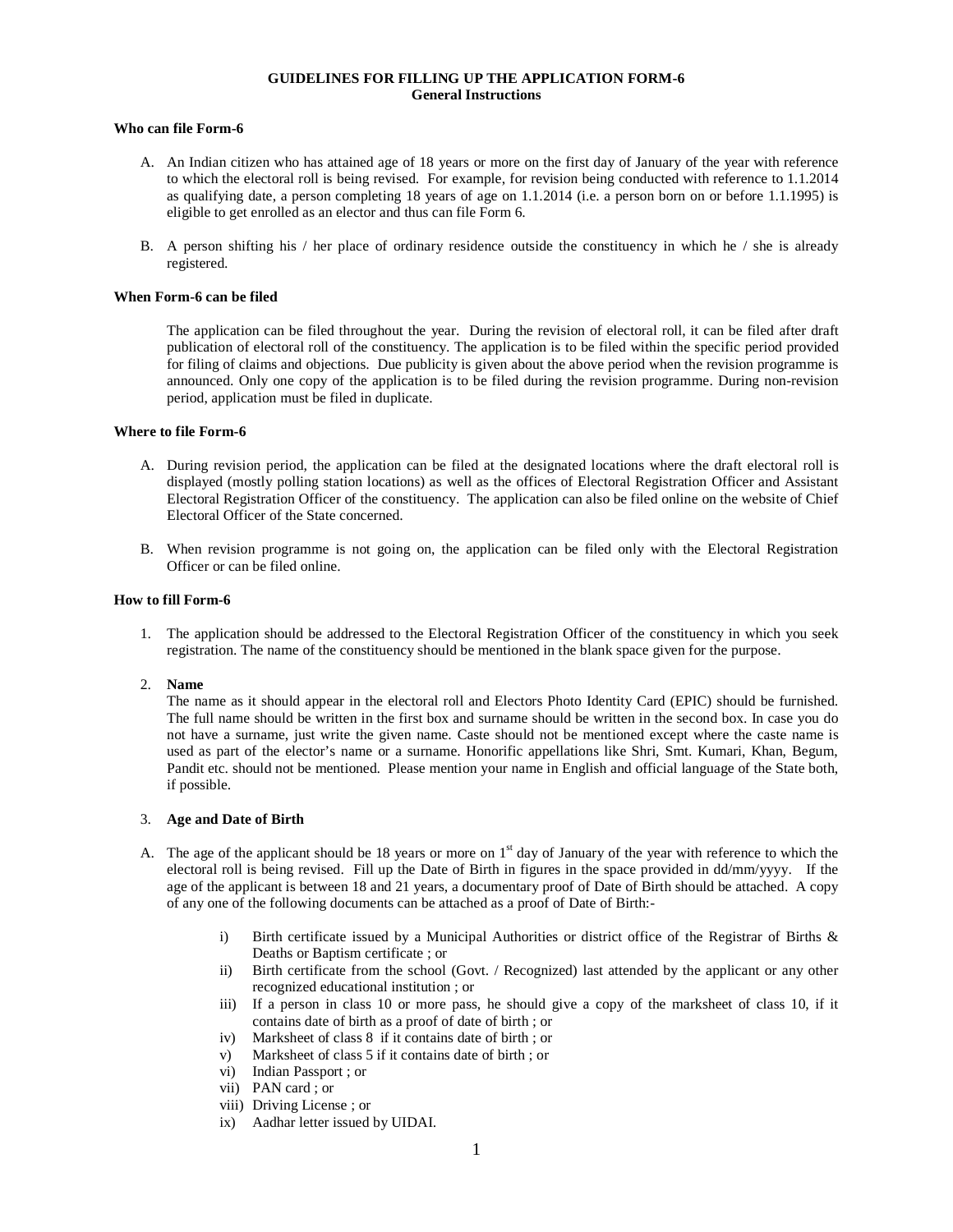# GUIDELINES FOR FILLING UP THE APPLICATION FORM-6
## General Instructions

### Who can file Form-6

A. An Indian citizen who has attained age of 18 years or more on the first day of January of the year with reference to which the electoral roll is being revised. For example, for revision being conducted with reference to 1.1.2014 as qualifying date, a person completing 18 years of age on 1.1.2014 (i.e. a person born on or before 1.1.1995) is eligible to get enrolled as an elector and thus can file Form 6.

B. A person shifting his / her place of ordinary residence outside the constituency in which he / she is already registered.

### When Form-6 can be filed

The application can be filed throughout the year. During the revision of electoral roll, it can be filed after draft publication of electoral roll of the constituency. The application is to be filed within the specific period provided for filing of claims and objections. Due publicity is given about the above period when the revision programme is announced. Only one copy of the application is to be filed during the revision programme. During non-revision period, application must be filed in duplicate.

### Where to file Form-6

A. During revision period, the application can be filed at the designated locations where the draft electoral roll is displayed (mostly polling station locations) as well as the offices of Electoral Registration Officer and Assistant Electoral Registration Officer of the constituency. The application can also be filed online on the website of Chief Electoral Officer of the State concerned.

B. When revision programme is not going on, the application can be filed only with the Electoral Registration Officer or can be filed online.

### How to fill Form-6

1. The application should be addressed to the Electoral Registration Officer of the constituency in which you seek registration. The name of the constituency should be mentioned in the blank space given for the purpose.

2. **Name**

   The name as it should appear in the electoral roll and Electors Photo Identity Card (EPIC) should be furnished. The full name should be written in the first box and surname should be written in the second box. In case you do not have a surname, just write the given name. Caste should not be mentioned except where the caste name is used as part of the elector's name or a surname. Honorific appellations like Shri, Smt. Kumari, Khan, Begum, Pandit etc. should not be mentioned. Please mention your name in English and official language of the State both, if possible.

3. **Age and Date of Birth**

A. The age of the applicant should be 18 years or more on 1st day of January of the year with reference to which the electoral roll is being revised. Fill up the Date of Birth in figures in the space provided in dd/mm/yyyy. If the age of the applicant is between 18 and 21 years, a documentary proof of Date of Birth should be attached. A copy of any one of the following documents can be attached as a proof of Date of Birth:-

   i) Birth certificate issued by a Municipal Authorities or district office of the Registrar of Births & Deaths or Baptism certificate ; or
   ii) Birth certificate from the school (Govt. / Recognized) last attended by the applicant or any other recognized educational institution ; or
   iii) If a person in class 10 or more pass, he should give a copy of the marksheet of class 10, if it contains date of birth as a proof of date of birth ; or
   iv) Marksheet of class 8 if it contains date of birth ; or
   v) Marksheet of class 5 if it contains date of birth ; or
   vi) Indian Passport ; or
   vii) PAN card ; or
   viii) Driving License ; or
   ix) Aadhar letter issued by UIDAI.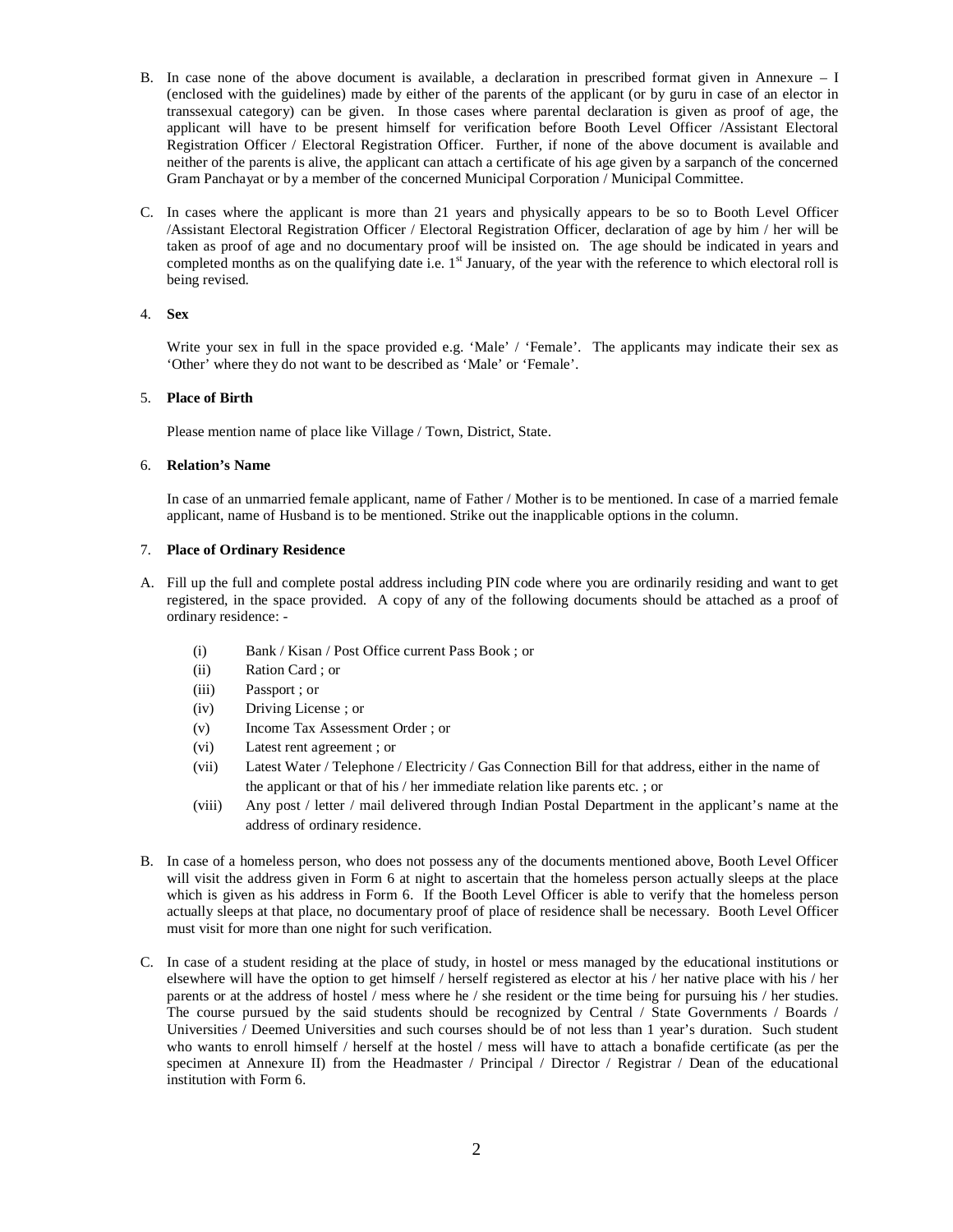B. In case none of the above document is available, a declaration in prescribed format given in Annexure – I (enclosed with the guidelines) made by either of the parents of the applicant (or by guru in case of an elector in transsexual category) can be given. In those cases where parental declaration is given as proof of age, the applicant will have to be present himself for verification before Booth Level Officer /Assistant Electoral Registration Officer / Electoral Registration Officer. Further, if none of the above document is available and neither of the parents is alive, the applicant can attach a certificate of his age given by a sarpanch of the concerned Gram Panchayat or by a member of the concerned Municipal Corporation / Municipal Committee.

C. In cases where the applicant is more than 21 years and physically appears to be so to Booth Level Officer /Assistant Electoral Registration Officer / Electoral Registration Officer, declaration of age by him / her will be taken as proof of age and no documentary proof will be insisted on. The age should be indicated in years and completed months as on the qualifying date i.e. 1st January, of the year with the reference to which electoral roll is being revised.

4. **Sex**

   Write your sex in full in the space provided e.g. 'Male' / 'Female'. The applicants may indicate their sex as 'Other' where they do not want to be described as 'Male' or 'Female'.

5. **Place of Birth**

   Please mention name of place like Village / Town, District, State.

6. **Relation's Name**

   In case of an unmarried female applicant, name of Father / Mother is to be mentioned. In case of a married female applicant, name of Husband is to be mentioned. Strike out the inapplicable options in the column.

7. **Place of Ordinary Residence**

A. Fill up the full and complete postal address including PIN code where you are ordinarily residing and want to get registered, in the space provided. A copy of any of the following documents should be attached as a proof of ordinary residence: -

   (i) Bank / Kisan / Post Office current Pass Book ; or
   (ii) Ration Card ; or
   (iii) Passport ; or
   (iv) Driving License ; or
   (v) Income Tax Assessment Order ; or
   (vi) Latest rent agreement ; or
   (vii) Latest Water / Telephone / Electricity / Gas Connection Bill for that address, either in the name of the applicant or that of his / her immediate relation like parents etc. ; or
   (viii) Any post / letter / mail delivered through Indian Postal Department in the applicant's name at the address of ordinary residence.

B. In case of a homeless person, who does not possess any of the documents mentioned above, Booth Level Officer will visit the address given in Form 6 at night to ascertain that the homeless person actually sleeps at the place which is given as his address in Form 6. If the Booth Level Officer is able to verify that the homeless person actually sleeps at that place, no documentary proof of place of residence shall be necessary. Booth Level Officer must visit for more than one night for such verification.

C. In case of a student residing at the place of study, in hostel or mess managed by the educational institutions or elsewhere will have the option to get himself / herself registered as elector at his / her native place with his / her parents or at the address of hostel / mess where he / she resident or the time being for pursuing his / her studies. The course pursued by the said students should be recognized by Central / State Governments / Boards / Universities / Deemed Universities and such courses should be of not less than 1 year's duration. Such student who wants to enroll himself / herself at the hostel / mess will have to attach a bonafide certificate (as per the specimen at Annexure II) from the Headmaster / Principal / Director / Registrar / Dean of the educational institution with Form 6.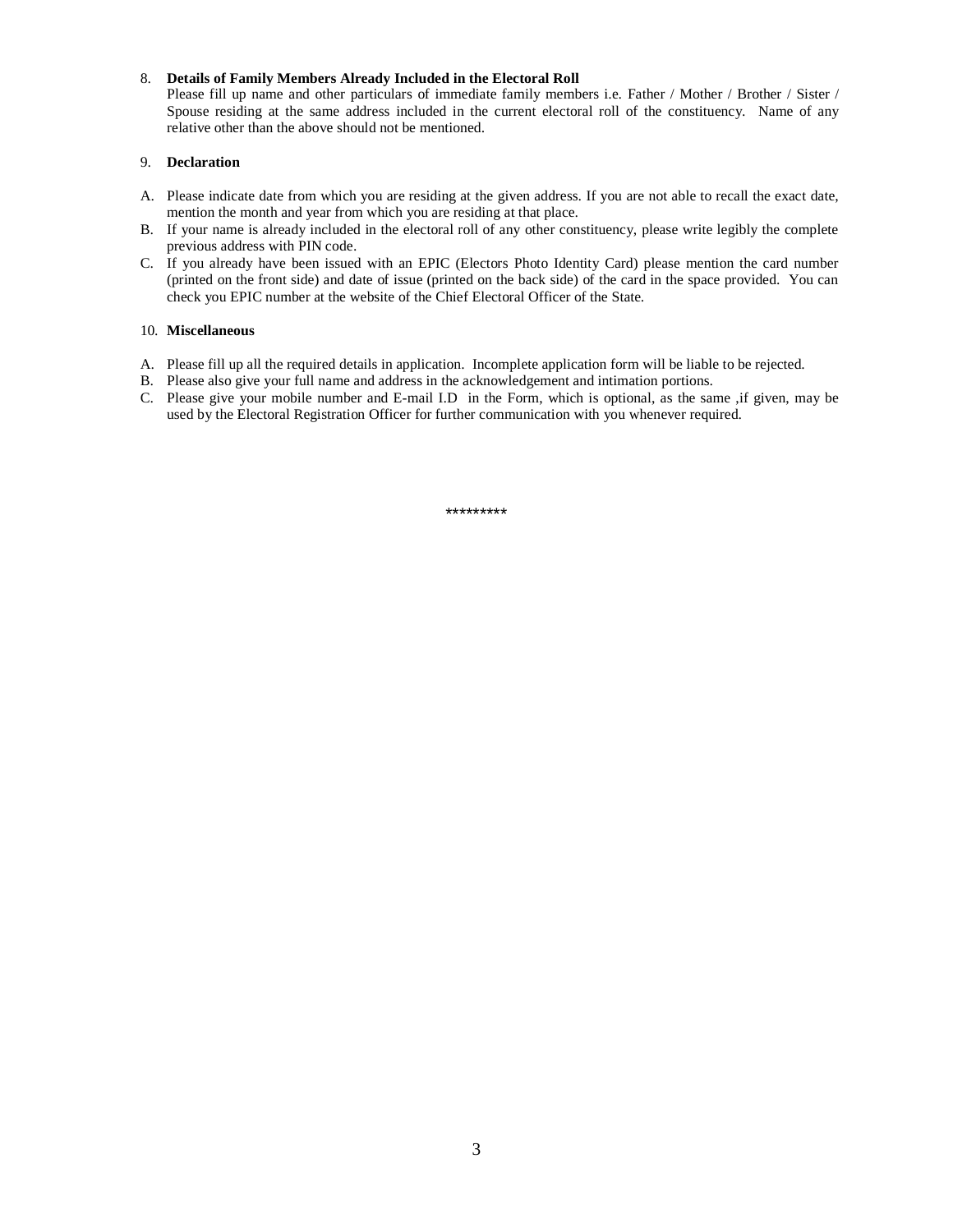8. **Details of Family Members Already Included in the Electoral Roll**

   Please fill up name and other particulars of immediate family members i.e. Father / Mother / Brother / Sister / Spouse residing at the same address included in the current electoral roll of the constituency. Name of any relative other than the above should not be mentioned.

9. **Declaration**

A. Please indicate date from which you are residing at the given address. If you are not able to recall the exact date, mention the month and year from which you are residing at that place.
B. If your name is already included in the electoral roll of any other constituency, please write legibly the complete previous address with PIN code.
C. If you already have been issued with an EPIC (Electors Photo Identity Card) please mention the card number (printed on the front side) and date of issue (printed on the back side) of the card in the space provided. You can check you EPIC number at the website of the Chief Electoral Officer of the State.

10. **Miscellaneous**

A. Please fill up all the required details in application. Incomplete application form will be liable to be rejected.
B. Please also give your full name and address in the acknowledgement and intimation portions.
C. Please give your mobile number and E-mail I.D in the Form, which is optional, as the same ,if given, may be used by the Electoral Registration Officer for further communication with you whenever required.

*********